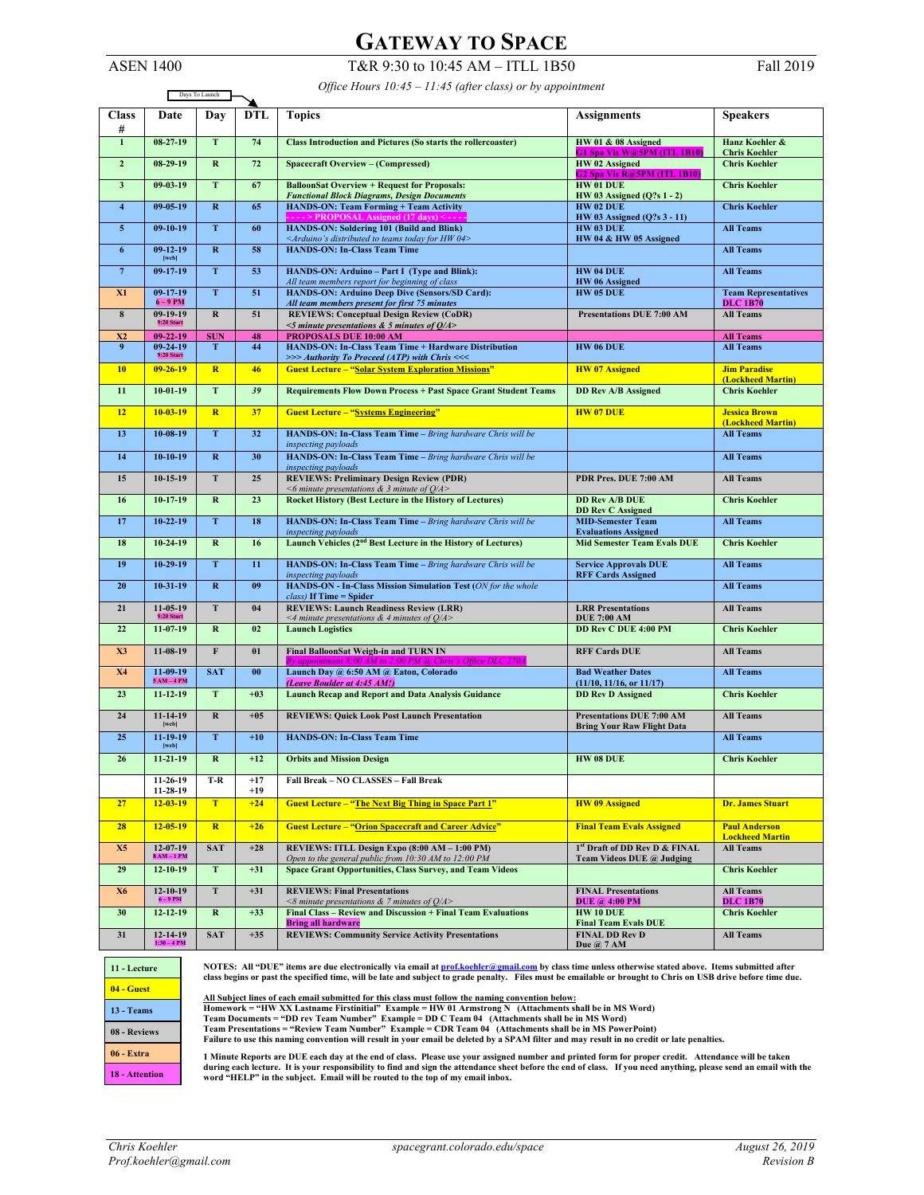# GATEWAY TO SPACE

ASEN 1400 | T&R 9:30 to 10:45 AM – ITLL 1B50 | Fall 2019

*Office Hours 10:45 – 11:45 (after class) or by appointment*

Days To Launch

| Class # | Date | Day | DTL | Topics | Assignments | Speakers |
|---|---|---|---|---|---|---|
| 1 | 08-27-19 | T | 74 | Class Introduction and Pictures (So starts the rollercoaster) | HW 01 & 08 Assigned<br>G1 Spa Vis W@5PM (ITL 1B10) | Hanz Koehler & Chris Koehler |
| 2 | 08-29-19 | R | 72 | Spacecraft Overview – (Compressed) | HW 02 Assigned<br>G2 Spa Vis R@5PM (ITL 1B10) | Chris Koehler |
| 3 | 09-03-19 | T | 67 | BalloonSat Overview + Request for Proposals:<br>*Functional Block Diagrams, Design Documents* | HW 01 DUE<br>HW 03 Assigned (Q's 1 - 2) | Chris Koehler |
| 4 | 09-05-19 | R | 65 | HANDS-ON: Team Forming + Team Activity<br>- - - -> PROPOSAL Assigned (17 days) < - - - - | HW 02 DUE<br>HW 03 Assigned (Q's 3 - 11) | Chris Koehler |
| 5 | 09-10-19 | T | 60 | HANDS-ON: Soldering 101 (Build and Blink)<br>*<Arduino's distributed to teams today for HW 04>* | HW 03 DUE<br>HW 04 & HW 05 Assigned | All Teams |
| 6 | 09-12-19 [web] | R | 58 | HANDS-ON: In-Class Team Time | | All Teams |
| 7 | 09-17-19 | T | 53 | HANDS-ON: Arduino – Part 1 (Type and Blink):<br>*All team members report for beginning of class* | HW 04 DUE<br>HW 06 Assigned | All Teams |
| X1 | 09-17-19 6 – 9 PM | T | 51 | HANDS-ON: Arduino Deep Dive (Sensors/SD Card):<br>*All team members present for first 75 minutes* | HW 05 DUE | Team Representatives DLC 1B70 |
| 8 | 09-19-19 9:20 Start | R | 51 | REVIEWS: Conceptual Design Review (CoDR)<br>*<5 minute presentations & 5 minutes of Q/A>* | Presentations DUE 7:00 AM | All Teams |
| X2 | 09-22-19 | SUN | 48 | PROPOSALS DUE 10:00 AM | | All Teams |
| 9 | 09-24-19 9:20 Start | T | 44 | HANDS-ON: In-Class Team Time + Hardware Distribution<br>*>>> Authority To Proceed (ATP) with Chris <<<* | HW 06 DUE | All Teams |
| 10 | 09-26-19 | R | 46 | Guest Lecture – "Solar System Exploration Missions" | HW 07 Assigned | Jim Paradise (Lockheed Martin) |
| 11 | 10-01-19 | T | *39* | Requirements Flow Down Process + Past Space Grant Student Teams | DD Rev A/B Assigned | Chris Koehler |
| 12 | 10-03-19 | R | 37 | Guest Lecture – "Systems Engineering" | HW 07 DUE | Jessica Brown (Lockheed Martin) |
| 13 | 10-08-19 | T | 32 | HANDS-ON: In-Class Team Time – *Bring hardware Chris will be inspecting payloads* | | All Teams |
| 14 | 10-10-19 | R | 30 | HANDS-ON: In-Class Team Time – *Bring hardware Chris will be inspecting payloads* | | All Teams |
| 15 | 10-15-19 | T | 25 | REVIEWS: Preliminary Design Review (PDR)<br>*<6 minute presentations & 3 minute of Q/A>* | PDR Pres. DUE 7:00 AM | All Teams |
| 16 | 10-17-19 | R | 23 | Rocket History (Best Lecture in the History of Lectures) | DD Rev A/B DUE<br>DD Rev C Assigned | Chris Koehler |
| 17 | 10-22-19 | T | 18 | HANDS-ON: In-Class Team Time – *Bring hardware Chris will be inspecting payloads* | MID-Semester Team Evaluations Assigned | All Teams |
| 18 | 10-24-19 | R | 16 | Launch Vehicles (2nd Best Lecture in the History of Lectures) | Mid Semester Team Evals DUE | Chris Koehler |
| 19 | 10-29-19 | T | 11 | HANDS-ON: In-Class Team Time – *Bring hardware Chris will be inspecting payloads* | Service Approvals DUE<br>RFF Cards Assigned | All Teams |
| 20 | 10-31-19 | R | 09 | HANDS-ON - In-Class Mission Simulation Test (*ON for the whole class)* If Time = Spider | | All Teams |
| 21 | 11-05-19 9:20 Start | T | 04 | REVIEWS: Launch Readiness Review (LRR)<br>*<4 minute presentations & 4 minutes of Q/A>* | LRR Presentations DUE 7:00 AM | All Teams |
| 22 | 11-07-19 | R | 02 | Launch Logistics | DD Rev C DUE 4:00 PM | Chris Koehler |
| X3 | 11-08-19 | F | 01 | Final BalloonSat Weigh-in and TURN IN<br>*By appointment 8:00 AM to 2:00 PM @ Chris's Office DLC 270A* | RFF Cards DUE | All Teams |
| X4 | 11-09-19 5 AM – 4 PM | SAT | 00 | Launch Day @ 6:50 AM @ Eaton, Colorado<br>*(Leave Boulder at 4:45 AM!)* | Bad Weather Dates (11/10, 11/16, or 11/17) | All Teams |
| 23 | 11-12-19 | T | +03 | Launch Recap and Report and Data Analysis Guidance | DD Rev D Assigned | Chris Koehler |
| 24 | 11-14-19 [web] | R | +05 | REVIEWS: Quick Look Post Launch Presentation | Presentations DUE 7:00 AM<br>Bring Your Raw Flight Data | All Teams |
| 25 | 11-19-19 [web] | T | +10 | HANDS-ON: In-Class Team Time | | All Teams |
| 26 | 11-21-19 | R | +12 | Orbits and Mission Design | HW 08 DUE | Chris Koehler |
| | 11-26-19<br>11-28-19 | T-R | +17<br>+19 | Fall Break – NO CLASSES – Fall Break | | |
| 27 | 12-03-19 | T | +24 | Guest Lecture – "The Next Big Thing in Space Part 1" | HW 09 Assigned | Dr. James Stuart |
| 28 | 12-05-19 | R | +26 | Guest Lecture – "Orion Spacecraft and Career Advice" | Final Team Evals Assigned | Paul Anderson Lockheed Martin |
| X5 | 12-07-19 8 AM – 1 PM | SAT | +28 | REVIEWS: ITLL Design Expo (8:00 AM – 1:00 PM)<br>*Open to the general public from 10:30 AM to 12:00 PM* | 1st Draft of DD Rev D & FINAL Team Videos DUE @ Judging | All Teams |
| 29 | 12-10-19 | T | +31 | Space Grant Opportunities, Class Survey, and Team Videos | | Chris Koehler |
| X6 | 12-10-19 6 – 9 PM | T | +31 | REVIEWS: Final Presentations<br>*<8 minute presentations & 7 minutes of Q/A>* | FINAL Presentations DUE @ 4:00 PM | All Teams DLC 1B70 |
| 30 | 12-12-19 | R | +33 | Final Class – Review and Discussion + Final Team Evaluations<br>Bring all hardware | HW 10 DUE<br>Final Team Evals DUE | Chris Koehler |
| 31 | 12-14-19 1:30 – 4 PM | SAT | +35 | REVIEWS: Community Service Activity Presentations | FINAL DD Rev D Due @ 7 AM | All Teams |

| Legend |
|---|
| 11 - Lecture |
| 04 - Guest |
| 13 - Teams |
| 08 - Reviews |
| 06 - Extra |
| 18 - Attention |

**NOTES: All "DUE" items are due electronically via email at prof.koehler@gmail.com by class time unless otherwise stated above. Items submitted after class begins or past the specified time, will be late and subject to grade penalty. Files must be emailable or brought to Chris on USB drive before time due.**

**<u>All Subject lines of each email submitted for this class must follow the naming convention below:</u>**
**Homework = "HW XX Lastname Firstinitial" Example = HW 01 Armstrong N (Attachments shall be in MS Word)**
**Team Documents = "DD rev Team Number" Example = DD C Team 04 (Attachments shall be in MS Word)**
**Team Presentations = "Review Team Number" Example = CDR Team 04 (Attachments shall be in MS PowerPoint)**
**Failure to use this naming convention will result in your email be deleted by a SPAM filter and may result in no credit or late penalties.**

**1 Minute Reports are DUE each day at the end of class. Please use your assigned number and printed form for proper credit. Attendance will be taken during each lecture. It is your responsibility to find and sign the attendance sheet before the end of class. If you need anything, please send an email with the word "HELP" in the subject. Email will be routed to the top of my email inbox.**

*Chris Koehler*
*Prof.koehler@gmail.com*

*spacegrant.colorado.edu/space*

*August 26, 2019*
*Revision B*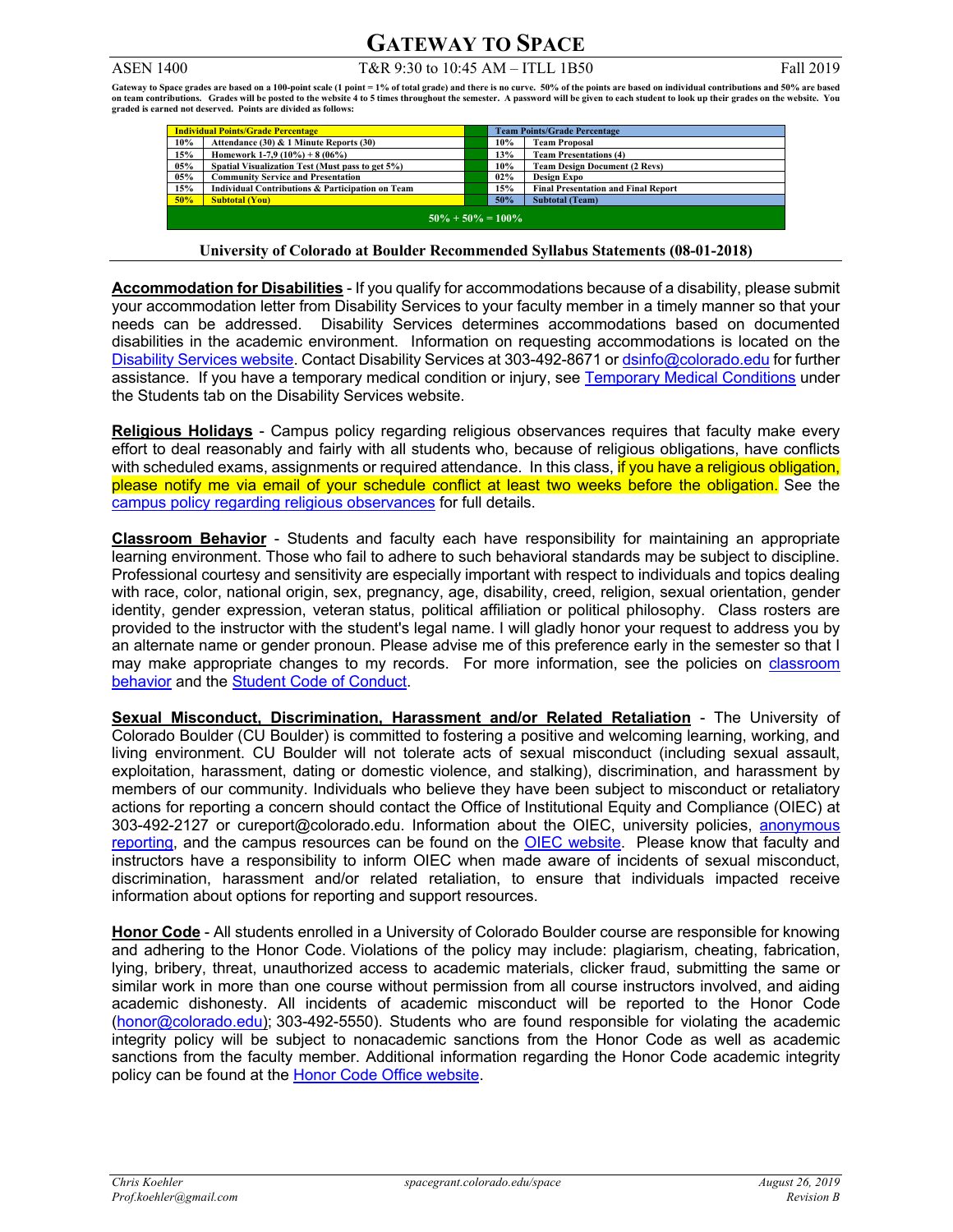# GATEWAY TO SPACE

ASEN 1400 T&R 9:30 to 10:45 AM – ITLL 1B50 Fall 2019

**Gateway to Space grades are based on a 100-point scale (1 point = 1% of total grade) and there is no curve. 50% of the points are based on individual contributions and 50% are based on team contributions. Grades will be posted to the website 4 to 5 times throughout the semester. A password will be given to each student to look up their grades on the website. You graded is earned not deserved. Points are divided as follows:**

| Individual Points/Grade Percentage | | | Team Points/Grade Percentage | |
|---|---|---|---|---|
| 10% | Attendance (30) & 1 Minute Reports (30) | | 10% | Team Proposal |
| 15% | Homework 1-7,9 (10%) + 8 (06%) | | 13% | Team Presentations (4) |
| 05% | Spatial Visualization Test (Must pass to get 5%) | | 10% | Team Design Document (2 Revs) |
| 05% | Community Service and Presentation | | 02% | Design Expo |
| 15% | Individual Contributions & Participation on Team | | 15% | Final Presentation and Final Report |
| 50% | Subtotal (You) | | 50% | Subtotal (Team) |
| 50% + 50% = 100% | | | | |

**University of Colorado at Boulder Recommended Syllabus Statements (08-01-2018)**

**Accommodation for Disabilities** - If you qualify for accommodations because of a disability, please submit your accommodation letter from Disability Services to your faculty member in a timely manner so that your needs can be addressed. Disability Services determines accommodations based on documented disabilities in the academic environment. Information on requesting accommodations is located on the Disability Services website. Contact Disability Services at 303-492-8671 or dsinfo@colorado.edu for further assistance. If you have a temporary medical condition or injury, see Temporary Medical Conditions under the Students tab on the Disability Services website.

**Religious Holidays** - Campus policy regarding religious observances requires that faculty make every effort to deal reasonably and fairly with all students who, because of religious obligations, have conflicts with scheduled exams, assignments or required attendance. In this class, if you have a religious obligation, please notify me via email of your schedule conflict at least two weeks before the obligation. See the campus policy regarding religious observances for full details.

**Classroom Behavior** - Students and faculty each have responsibility for maintaining an appropriate learning environment. Those who fail to adhere to such behavioral standards may be subject to discipline. Professional courtesy and sensitivity are especially important with respect to individuals and topics dealing with race, color, national origin, sex, pregnancy, age, disability, creed, religion, sexual orientation, gender identity, gender expression, veteran status, political affiliation or political philosophy. Class rosters are provided to the instructor with the student's legal name. I will gladly honor your request to address you by an alternate name or gender pronoun. Please advise me of this preference early in the semester so that I may make appropriate changes to my records. For more information, see the policies on classroom behavior and the Student Code of Conduct.

**Sexual Misconduct, Discrimination, Harassment and/or Related Retaliation** - The University of Colorado Boulder (CU Boulder) is committed to fostering a positive and welcoming learning, working, and living environment. CU Boulder will not tolerate acts of sexual misconduct (including sexual assault, exploitation, harassment, dating or domestic violence, and stalking), discrimination, and harassment by members of our community. Individuals who believe they have been subject to misconduct or retaliatory actions for reporting a concern should contact the Office of Institutional Equity and Compliance (OIEC) at 303-492-2127 or cureport@colorado.edu. Information about the OIEC, university policies, anonymous reporting, and the campus resources can be found on the OIEC website. Please know that faculty and instructors have a responsibility to inform OIEC when made aware of incidents of sexual misconduct, discrimination, harassment and/or related retaliation, to ensure that individuals impacted receive information about options for reporting and support resources.

**Honor Code** - All students enrolled in a University of Colorado Boulder course are responsible for knowing and adhering to the Honor Code. Violations of the policy may include: plagiarism, cheating, fabrication, lying, bribery, threat, unauthorized access to academic materials, clicker fraud, submitting the same or similar work in more than one course without permission from all course instructors involved, and aiding academic dishonesty. All incidents of academic misconduct will be reported to the Honor Code (honor@colorado.edu); 303-492-5550). Students who are found responsible for violating the academic integrity policy will be subject to nonacademic sanctions from the Honor Code as well as academic sanctions from the faculty member. Additional information regarding the Honor Code academic integrity policy can be found at the Honor Code Office website.

*Chris Koehler*
*Prof.koehler@gmail.com*
*spacegrant.colorado.edu/space*
*August 26, 2019*
*Revision B*